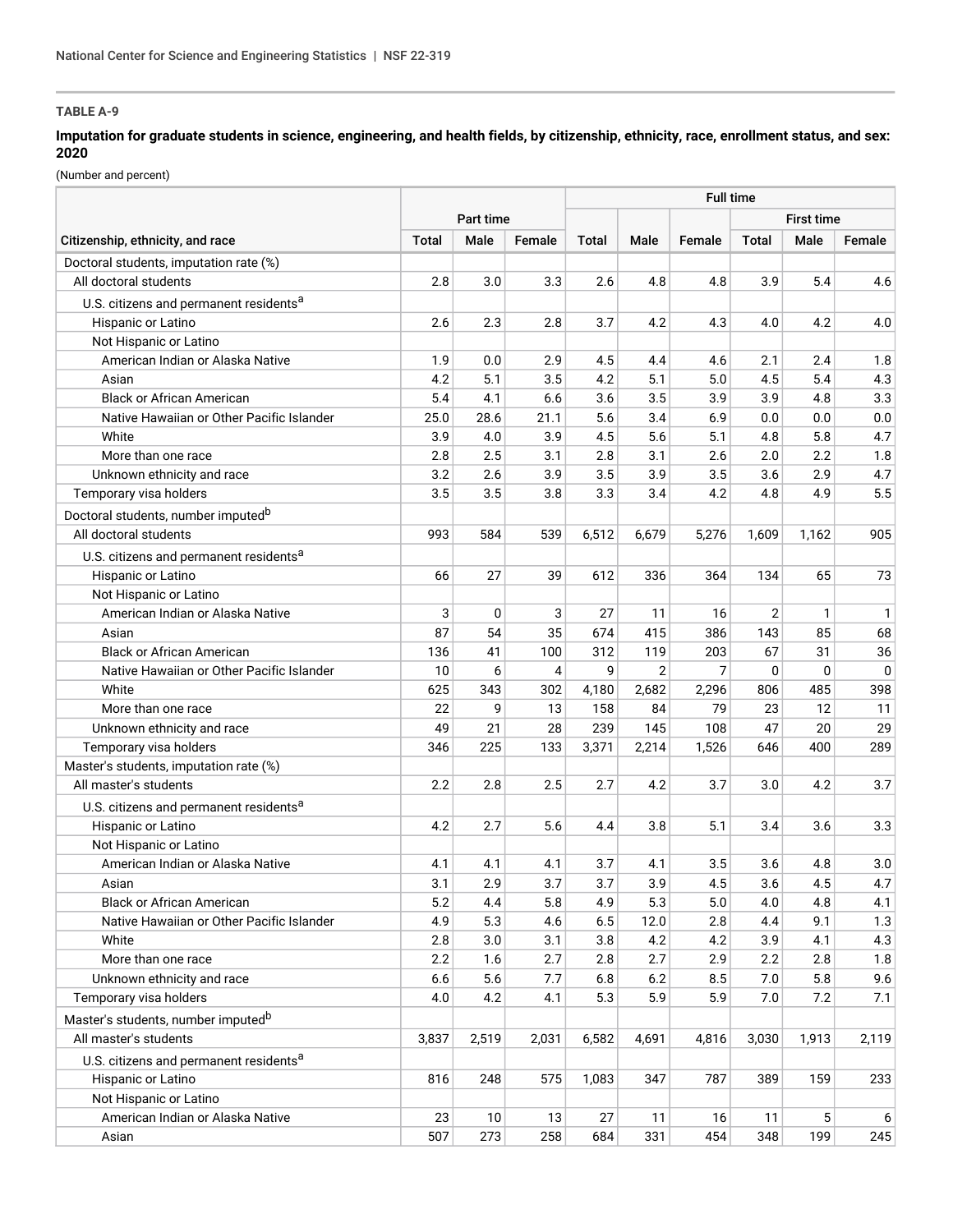**TABLE A-9**

**Imputation for graduate students in science, engineering, and health fields, by citizenship, ethnicity, race, enrollment status, and sex: 2020**

(Number and percent)

| Citizenship, ethnicity, and race | Part time | | | Full time | | | | | |
|---|---|---|---|---|---|---|---|---|---|
| | | | | | | | First time | | |
| | Total | Male | Female | Total | Male | Female | Total | Male | Female |
| Doctoral students, imputation rate (%) | | | | | | | | | |
| All doctoral students | 2.8 | 3.0 | 3.3 | 2.6 | 4.8 | 4.8 | 3.9 | 5.4 | 4.6 |
| U.S. citizens and permanent residents[a] | | | | | | | | | |
| Hispanic or Latino | 2.6 | 2.3 | 2.8 | 3.7 | 4.2 | 4.3 | 4.0 | 4.2 | 4.0 |
| Not Hispanic or Latino | | | | | | | | | |
| American Indian or Alaska Native | 1.9 | 0.0 | 2.9 | 4.5 | 4.4 | 4.6 | 2.1 | 2.4 | 1.8 |
| Asian | 4.2 | 5.1 | 3.5 | 4.2 | 5.1 | 5.0 | 4.5 | 5.4 | 4.3 |
| Black or African American | 5.4 | 4.1 | 6.6 | 3.6 | 3.5 | 3.9 | 3.9 | 4.8 | 3.3 |
| Native Hawaiian or Other Pacific Islander | 25.0 | 28.6 | 21.1 | 5.6 | 3.4 | 6.9 | 0.0 | 0.0 | 0.0 |
| White | 3.9 | 4.0 | 3.9 | 4.5 | 5.6 | 5.1 | 4.8 | 5.8 | 4.7 |
| More than one race | 2.8 | 2.5 | 3.1 | 2.8 | 3.1 | 2.6 | 2.0 | 2.2 | 1.8 |
| Unknown ethnicity and race | 3.2 | 2.6 | 3.9 | 3.5 | 3.9 | 3.5 | 3.6 | 2.9 | 4.7 |
| Temporary visa holders | 3.5 | 3.5 | 3.8 | 3.3 | 3.4 | 4.2 | 4.8 | 4.9 | 5.5 |
| Doctoral students, number imputed[b] | | | | | | | | | |
| All doctoral students | 993 | 584 | 539 | 6,512 | 6,679 | 5,276 | 1,609 | 1,162 | 905 |
| U.S. citizens and permanent residents[a] | | | | | | | | | |
| Hispanic or Latino | 66 | 27 | 39 | 612 | 336 | 364 | 134 | 65 | 73 |
| Not Hispanic or Latino | | | | | | | | | |
| American Indian or Alaska Native | 3 | 0 | 3 | 27 | 11 | 16 | 2 | 1 | 1 |
| Asian | 87 | 54 | 35 | 674 | 415 | 386 | 143 | 85 | 68 |
| Black or African American | 136 | 41 | 100 | 312 | 119 | 203 | 67 | 31 | 36 |
| Native Hawaiian or Other Pacific Islander | 10 | 6 | 4 | 9 | 2 | 7 | 0 | 0 | 0 |
| White | 625 | 343 | 302 | 4,180 | 2,682 | 2,296 | 806 | 485 | 398 |
| More than one race | 22 | 9 | 13 | 158 | 84 | 79 | 23 | 12 | 11 |
| Unknown ethnicity and race | 49 | 21 | 28 | 239 | 145 | 108 | 47 | 20 | 29 |
| Temporary visa holders | 346 | 225 | 133 | 3,371 | 2,214 | 1,526 | 646 | 400 | 289 |
| Master's students, imputation rate (%) | | | | | | | | | |
| All master's students | 2.2 | 2.8 | 2.5 | 2.7 | 4.2 | 3.7 | 3.0 | 4.2 | 3.7 |
| U.S. citizens and permanent residents[a] | | | | | | | | | |
| Hispanic or Latino | 4.2 | 2.7 | 5.6 | 4.4 | 3.8 | 5.1 | 3.4 | 3.6 | 3.3 |
| Not Hispanic or Latino | | | | | | | | | |
| American Indian or Alaska Native | 4.1 | 4.1 | 4.1 | 3.7 | 4.1 | 3.5 | 3.6 | 4.8 | 3.0 |
| Asian | 3.1 | 2.9 | 3.7 | 3.7 | 3.9 | 4.5 | 3.6 | 4.5 | 4.7 |
| Black or African American | 5.2 | 4.4 | 5.8 | 4.9 | 5.3 | 5.0 | 4.0 | 4.8 | 4.1 |
| Native Hawaiian or Other Pacific Islander | 4.9 | 5.3 | 4.6 | 6.5 | 12.0 | 2.8 | 4.4 | 9.1 | 1.3 |
| White | 2.8 | 3.0 | 3.1 | 3.8 | 4.2 | 4.2 | 3.9 | 4.1 | 4.3 |
| More than one race | 2.2 | 1.6 | 2.7 | 2.8 | 2.7 | 2.9 | 2.2 | 2.8 | 1.8 |
| Unknown ethnicity and race | 6.6 | 5.6 | 7.7 | 6.8 | 6.2 | 8.5 | 7.0 | 5.8 | 9.6 |
| Temporary visa holders | 4.0 | 4.2 | 4.1 | 5.3 | 5.9 | 5.9 | 7.0 | 7.2 | 7.1 |
| Master's students, number imputed[b] | | | | | | | | | |
| All master's students | 3,837 | 2,519 | 2,031 | 6,582 | 4,691 | 4,816 | 3,030 | 1,913 | 2,119 |
| U.S. citizens and permanent residents[a] | | | | | | | | | |
| Hispanic or Latino | 816 | 248 | 575 | 1,083 | 347 | 787 | 389 | 159 | 233 |
| Not Hispanic or Latino | | | | | | | | | |
| American Indian or Alaska Native | 23 | 10 | 13 | 27 | 11 | 16 | 11 | 5 | 6 |
| Asian | 507 | 273 | 258 | 684 | 331 | 454 | 348 | 199 | 245 |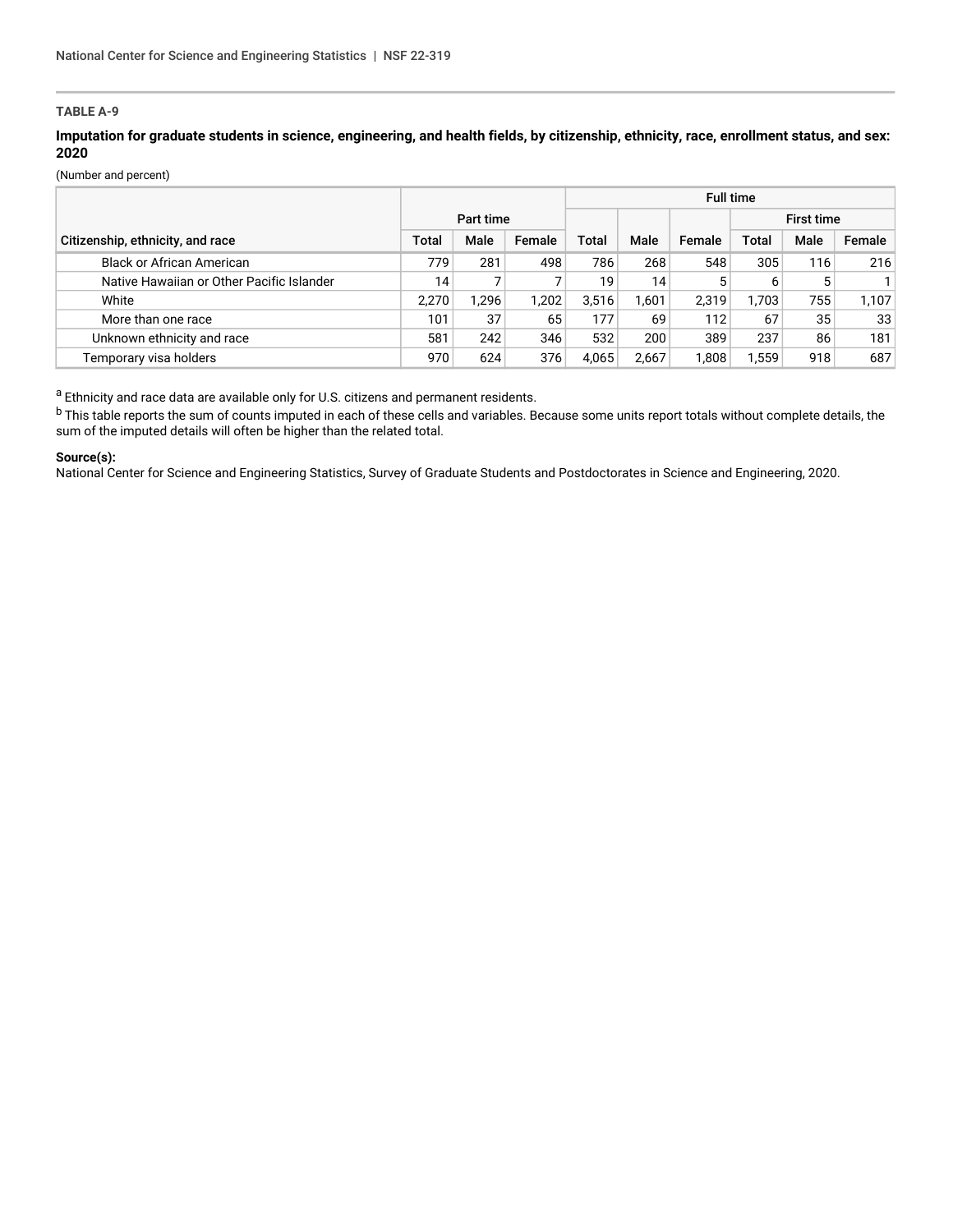**TABLE A-9**

**Imputation for graduate students in science, engineering, and health fields, by citizenship, ethnicity, race, enrollment status, and sex: 2020**

(Number and percent)

| Citizenship, ethnicity, and race | Part time | | | Full time | | | | | |
|---|---|---|---|---|---|---|---|---|---|
| | | | | | | | First time | | |
| | Total | Male | Female | Total | Male | Female | Total | Male | Female |
| Black or African American | 779 | 281 | 498 | 786 | 268 | 548 | 305 | 116 | 216 |
| Native Hawaiian or Other Pacific Islander | 14 | 7 | 7 | 19 | 14 | 5 | 6 | 5 | 1 |
| White | 2,270 | 1,296 | 1,202 | 3,516 | 1,601 | 2,319 | 1,703 | 755 | 1,107 |
| More than one race | 101 | 37 | 65 | 177 | 69 | 112 | 67 | 35 | 33 |
| Unknown ethnicity and race | 581 | 242 | 346 | 532 | 200 | 389 | 237 | 86 | 181 |
| Temporary visa holders | 970 | 624 | 376 | 4,065 | 2,667 | 1,808 | 1,559 | 918 | 687 |

[a] Ethnicity and race data are available only for U.S. citizens and permanent residents.

[b] This table reports the sum of counts imputed in each of these cells and variables. Because some units report totals without complete details, the sum of the imputed details will often be higher than the related total.

**Source(s):**

National Center for Science and Engineering Statistics, Survey of Graduate Students and Postdoctorates in Science and Engineering, 2020.